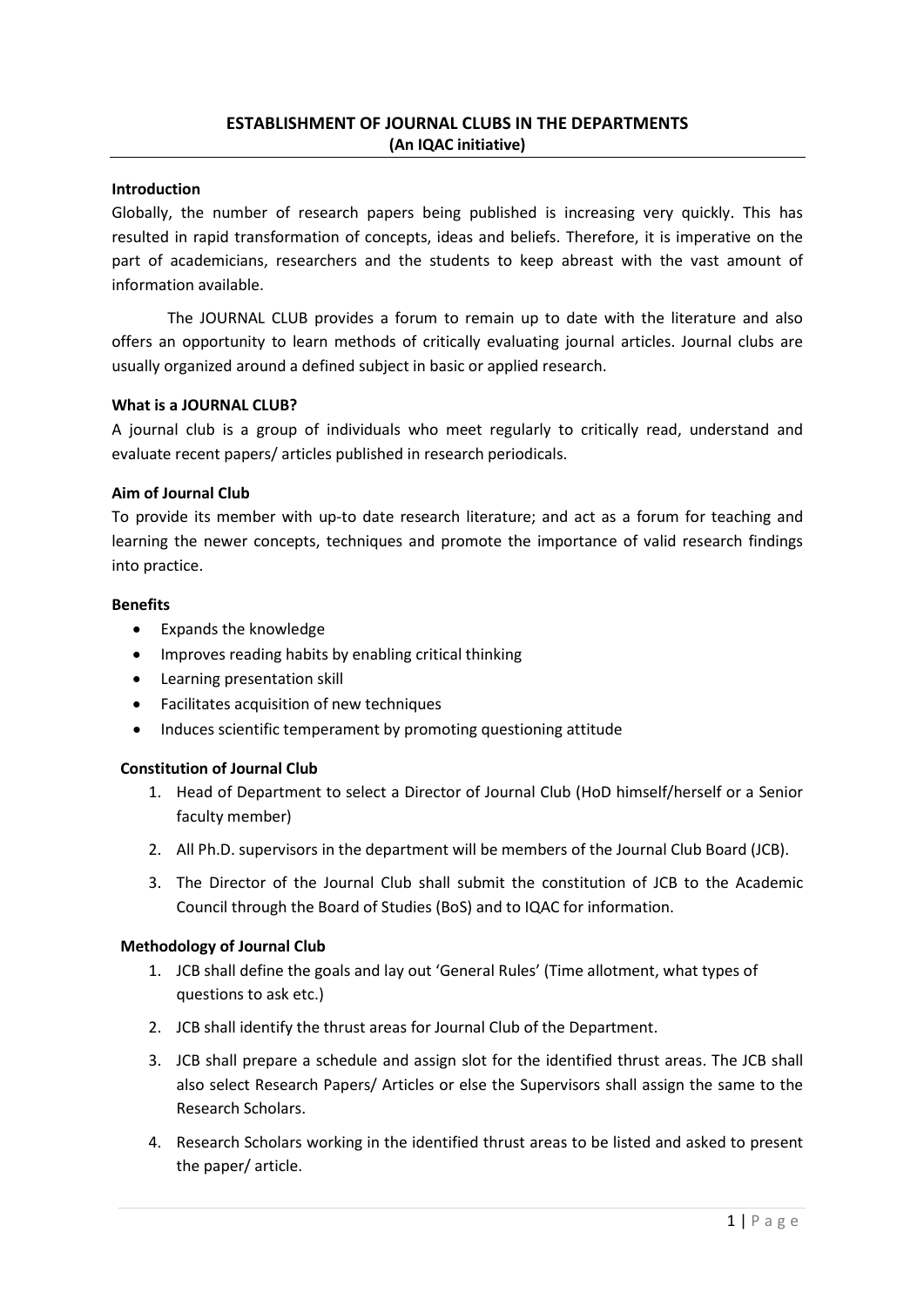# ESTABLISHMENT OF JOURNAL CLUBS IN THE DEPARTMENTS

**(An IQAC initiative)**

### Introduction

Globally, the number of research papers being published is increasing very quickly. This has resulted in rapid transformation of concepts, ideas and beliefs. Therefore, it is imperative on the part of academicians, researchers and the students to keep abreast with the vast amount of information available.

The JOURNAL CLUB provides a forum to remain up to date with the literature and also offers an opportunity to learn methods of critically evaluating journal articles. Journal clubs are usually organized around a defined subject in basic or applied research.

### What is a JOURNAL CLUB?

A journal club is a group of individuals who meet regularly to critically read, understand and evaluate recent papers/ articles published in research periodicals.

### Aim of Journal Club

To provide its member with up-to date research literature; and act as a forum for teaching and learning the newer concepts, techniques and promote the importance of valid research findings into practice.

### Benefits

- Expands the knowledge
- Improves reading habits by enabling critical thinking
- Learning presentation skill
- Facilitates acquisition of new techniques
- Induces scientific temperament by promoting questioning attitude

### Constitution of Journal Club

1. Head of Department to select a Director of Journal Club (HoD himself/herself or a Senior faculty member)
2. All Ph.D. supervisors in the department will be members of the Journal Club Board (JCB).
3. The Director of the Journal Club shall submit the constitution of JCB to the Academic Council through the Board of Studies (BoS) and to IQAC for information.

### Methodology of Journal Club

1. JCB shall define the goals and lay out 'General Rules' (Time allotment, what types of questions to ask etc.)
2. JCB shall identify the thrust areas for Journal Club of the Department.
3. JCB shall prepare a schedule and assign slot for the identified thrust areas. The JCB shall also select Research Papers/ Articles or else the Supervisors shall assign the same to the Research Scholars.
4. Research Scholars working in the identified thrust areas to be listed and asked to present the paper/ article.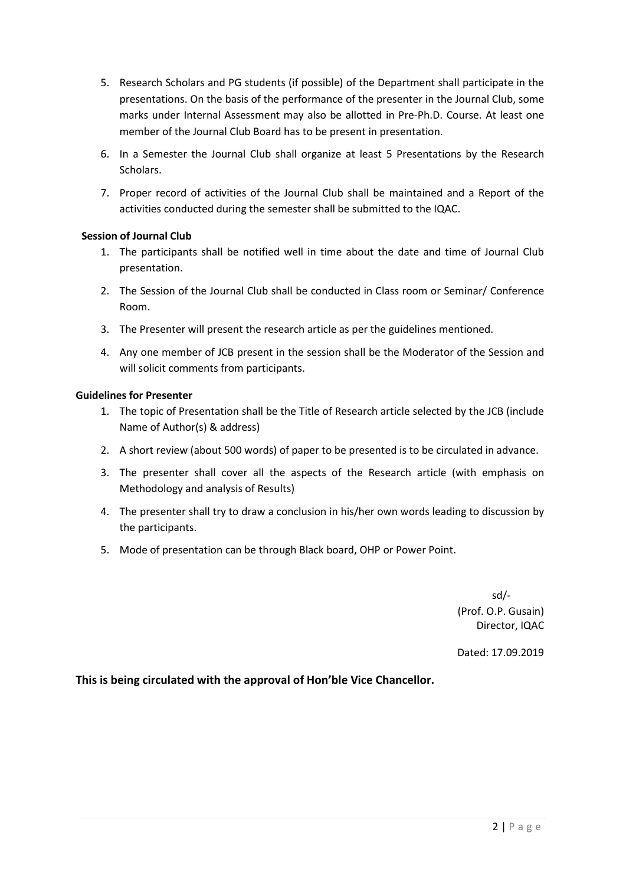5. Research Scholars and PG students (if possible) of the Department shall participate in the presentations. On the basis of the performance of the presenter in the Journal Club, some marks under Internal Assessment may also be allotted in Pre-Ph.D. Course. At least one member of the Journal Club Board has to be present in presentation.
6. In a Semester the Journal Club shall organize at least 5 Presentations by the Research Scholars.
7. Proper record of activities of the Journal Club shall be maintained and a Report of the activities conducted during the semester shall be submitted to the IQAC.

**Session of Journal Club**

1. The participants shall be notified well in time about the date and time of Journal Club presentation.
2. The Session of the Journal Club shall be conducted in Class room or Seminar/ Conference Room.
3. The Presenter will present the research article as per the guidelines mentioned.
4. Any one member of JCB present in the session shall be the Moderator of the Session and will solicit comments from participants.

**Guidelines for Presenter**

1. The topic of Presentation shall be the Title of Research article selected by the JCB (include Name of Author(s) & address)
2. A short review (about 500 words) of paper to be presented is to be circulated in advance.
3. The presenter shall cover all the aspects of the Research article (with emphasis on Methodology and analysis of Results)
4. The presenter shall try to draw a conclusion in his/her own words leading to discussion by the participants.
5. Mode of presentation can be through Black board, OHP or Power Point.

sd/-
(Prof. O.P. Gusain)
Director, IQAC

Dated: 17.09.2019

**This is being circulated with the approval of Hon'ble Vice Chancellor.**